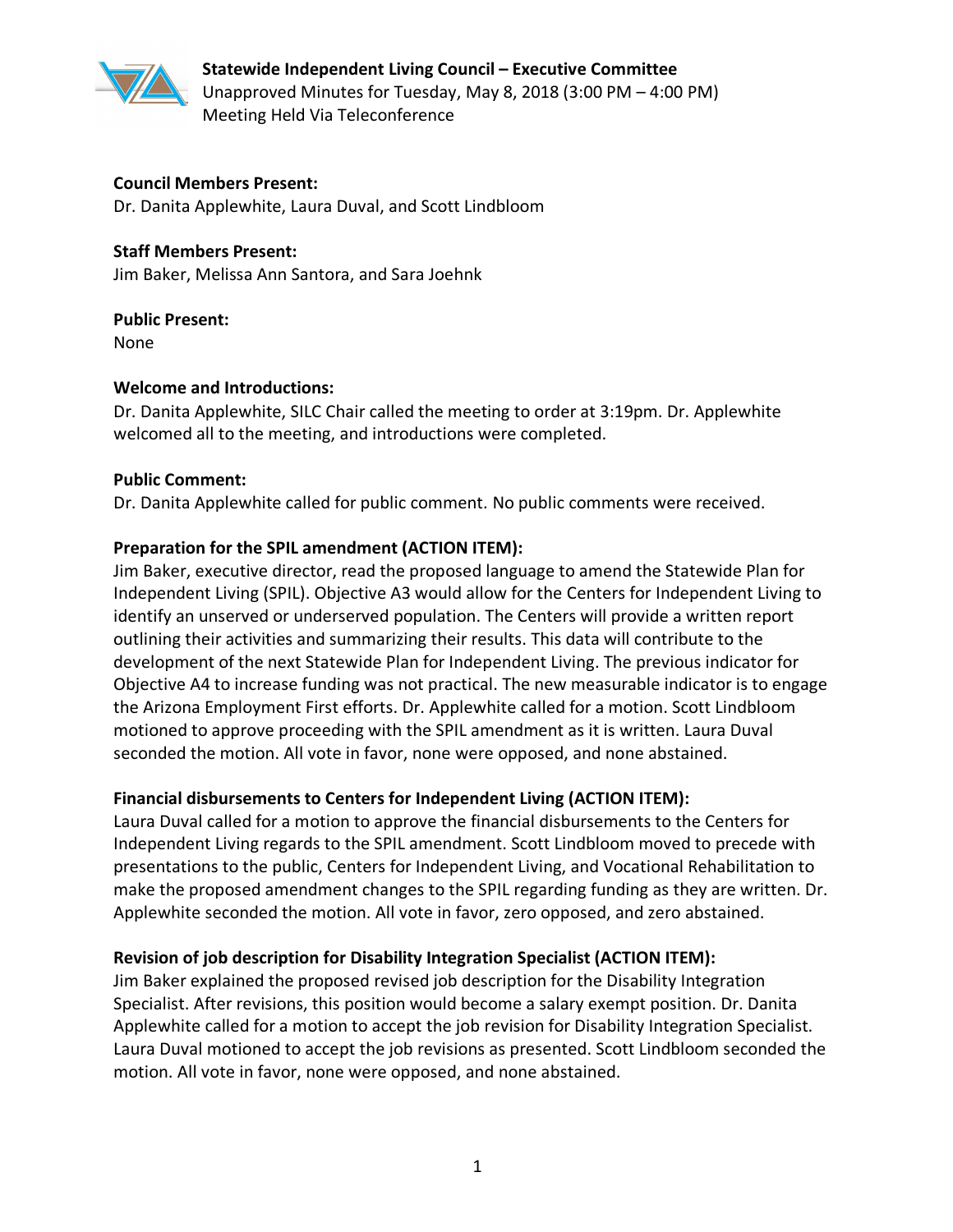**Statewide Independent Living Council – Executive Committee**
Unapproved Minutes for Tuesday, May 8, 2018 (3:00 PM – 4:00 PM)
Meeting Held Via Teleconference

**Council Members Present:**
Dr. Danita Applewhite, Laura Duval, and Scott Lindbloom

**Staff Members Present:**
Jim Baker, Melissa Ann Santora, and Sara Joehnk

**Public Present:**
None

**Welcome and Introductions:**
Dr. Danita Applewhite, SILC Chair called the meeting to order at 3:19pm. Dr. Applewhite welcomed all to the meeting, and introductions were completed.

**Public Comment:**
Dr. Danita Applewhite called for public comment. No public comments were received.

**Preparation for the SPIL amendment (ACTION ITEM):**
Jim Baker, executive director, read the proposed language to amend the Statewide Plan for Independent Living (SPIL). Objective A3 would allow for the Centers for Independent Living to identify an unserved or underserved population. The Centers will provide a written report outlining their activities and summarizing their results. This data will contribute to the development of the next Statewide Plan for Independent Living. The previous indicator for Objective A4 to increase funding was not practical. The new measurable indicator is to engage the Arizona Employment First efforts. Dr. Applewhite called for a motion. Scott Lindbloom motioned to approve proceeding with the SPIL amendment as it is written. Laura Duval seconded the motion. All vote in favor, none were opposed, and none abstained.

**Financial disbursements to Centers for Independent Living (ACTION ITEM):**
Laura Duval called for a motion to approve the financial disbursements to the Centers for Independent Living regards to the SPIL amendment. Scott Lindbloom moved to precede with presentations to the public, Centers for Independent Living, and Vocational Rehabilitation to make the proposed amendment changes to the SPIL regarding funding as they are written. Dr. Applewhite seconded the motion. All vote in favor, zero opposed, and zero abstained.

**Revision of job description for Disability Integration Specialist (ACTION ITEM):**
Jim Baker explained the proposed revised job description for the Disability Integration Specialist. After revisions, this position would become a salary exempt position. Dr. Danita Applewhite called for a motion to accept the job revision for Disability Integration Specialist. Laura Duval motioned to accept the job revisions as presented. Scott Lindbloom seconded the motion. All vote in favor, none were opposed, and none abstained.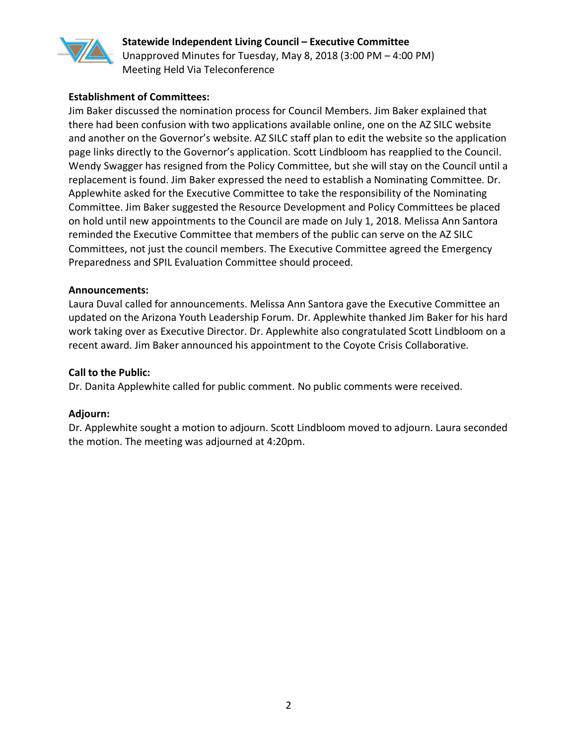**Establishment of Committees:**
Jim Baker discussed the nomination process for Council Members. Jim Baker explained that there had been confusion with two applications available online, one on the AZ SILC website and another on the Governor's website. AZ SILC staff plan to edit the website so the application page links directly to the Governor's application. Scott Lindbloom has reapplied to the Council. Wendy Swagger has resigned from the Policy Committee, but she will stay on the Council until a replacement is found. Jim Baker expressed the need to establish a Nominating Committee. Dr. Applewhite asked for the Executive Committee to take the responsibility of the Nominating Committee. Jim Baker suggested the Resource Development and Policy Committees be placed on hold until new appointments to the Council are made on July 1, 2018. Melissa Ann Santora reminded the Executive Committee that members of the public can serve on the AZ SILC Committees, not just the council members. The Executive Committee agreed the Emergency Preparedness and SPIL Evaluation Committee should proceed.

**Announcements:**
Laura Duval called for announcements. Melissa Ann Santora gave the Executive Committee an updated on the Arizona Youth Leadership Forum. Dr. Applewhite thanked Jim Baker for his hard work taking over as Executive Director. Dr. Applewhite also congratulated Scott Lindbloom on a recent award. Jim Baker announced his appointment to the Coyote Crisis Collaborative.

**Call to the Public:**
Dr. Danita Applewhite called for public comment. No public comments were received.

**Adjourn:**
Dr. Applewhite sought a motion to adjourn. Scott Lindbloom moved to adjourn. Laura seconded the motion. The meeting was adjourned at 4:20pm.